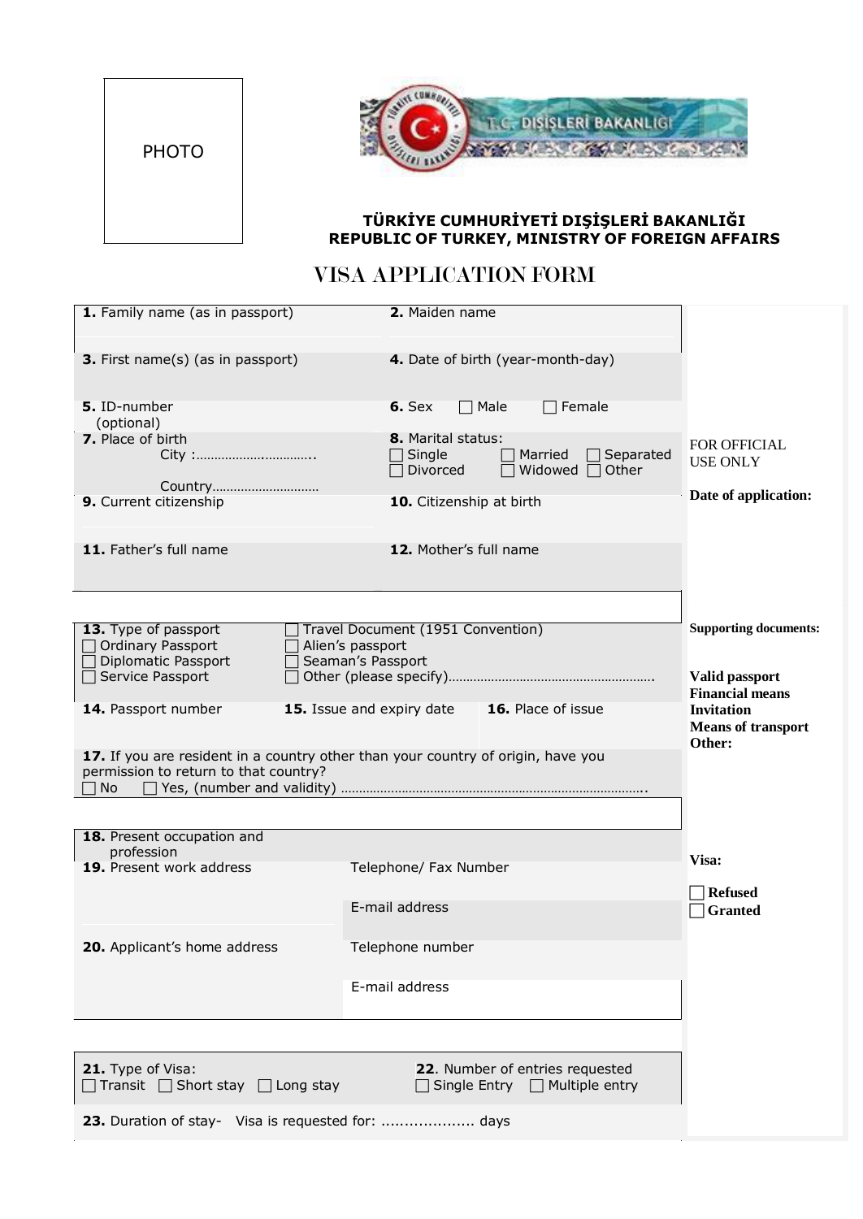PHOTO

**TÜRKİYE CUMHURİYETİ DIŞİŞLERİ BAKANLIĞI**
**REPUBLIC OF TURKEY, MINISTRY OF FOREIGN AFFAIRS**

# VISA APPLICATION FORM

| | | |
|---|---|---|
| **1.** Family name (as in passport) | **2.** Maiden name | FOR OFFICIAL USE ONLY |
| **3.** First name(s) (as in passport) | **4.** Date of birth (year-month-day) | **Date of application:** |
| **5.** ID-number (optional) | **6.** Sex ☐ Male ☐ Female | |
| **7.** Place of birth City :…………………………….. Country………………………… | **8.** Marital status: ☐ Single ☐ Married ☐ Separated ☐ Divorced ☐ Widowed ☐ Other | |
| **9.** Current citizenship | **10.** Citizenship at birth | |
| **11.** Father's full name | **12.** Mother's full name | |

| | | | |
|---|---|---|---|
| **13.** Type of passport ☐ Ordinary Passport ☐ Diplomatic Passport ☐ Service Passport | ☐ Travel Document (1951 Convention) ☐ Alien's passport ☐ Seaman's Passport ☐ Other (please specify)…………………………………………………. | | **Supporting documents:** **Valid passport** **Financial means** **Invitation** **Means of transport** **Other:** |
| **14.** Passport number | **15.** Issue and expiry date | **16.** Place of issue | |
| **17.** If you are resident in a country other than your country of origin, have you permission to return to that country? ☐ No ☐ Yes, (number and validity) ……………………………………………………………………………. | | | |

| | | |
|---|---|---|
| **18.** Present occupation and profession | | **Visa:** |
| **19.** Present work address | Telephone/ Fax Number | ☐ **Refused** ☐ **Granted** |
| | E-mail address | |
| **20.** Applicant's home address | Telephone number | |
| | E-mail address | |

| | |
|---|---|
| **21.** Type of Visa: ☐ Transit ☐ Short stay ☐ Long stay | **22**. Number of entries requested ☐ Single Entry ☐ Multiple entry |
| **23.** Duration of stay- Visa is requested for: .................... days | |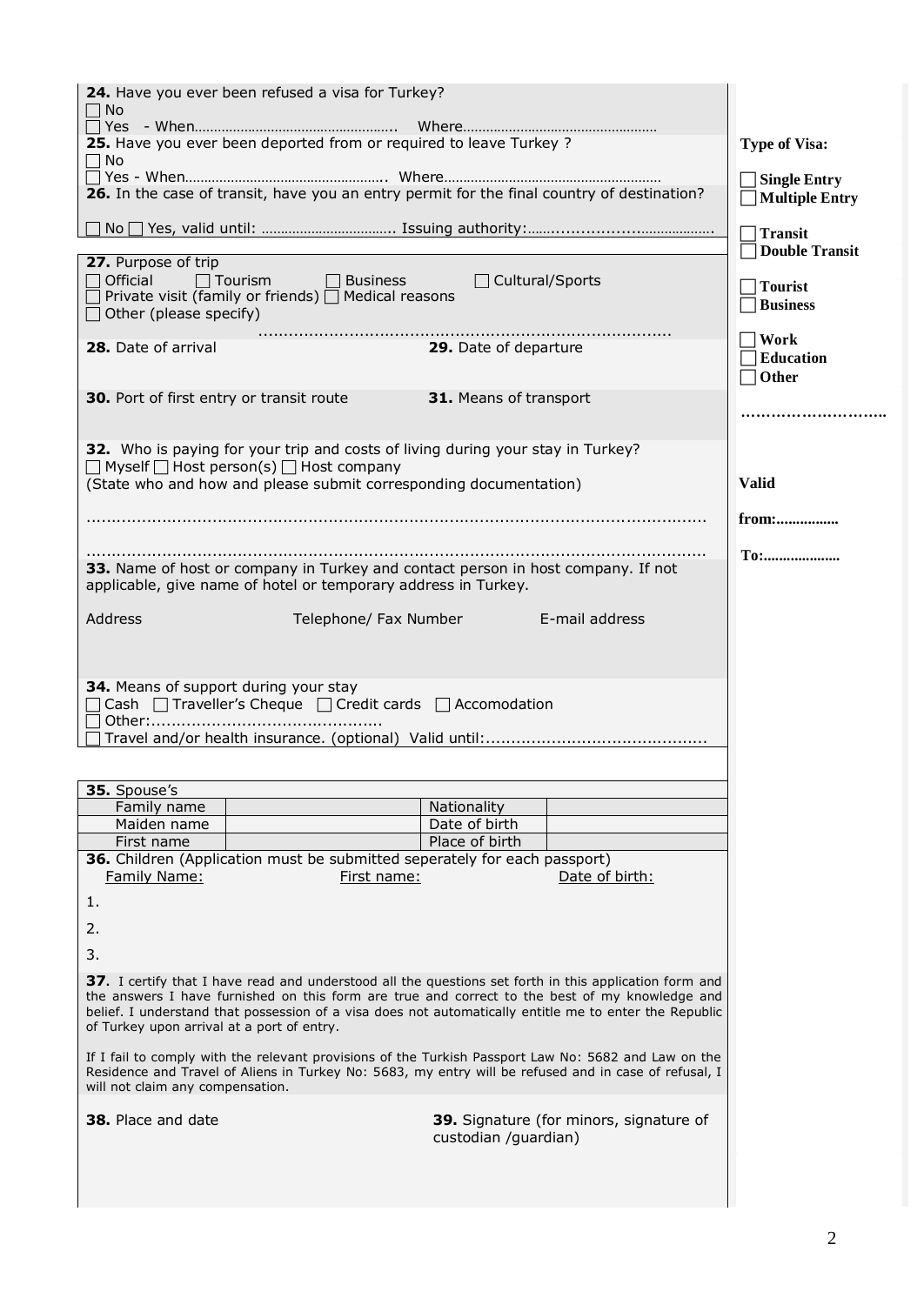**24.** Have you ever been refused a visa for Turkey?

☐ No

☐ Yes - When…………………………………………….. Where……………………………………………

**25.** Have you ever been deported from or required to leave Turkey ?

☐ No

☐ Yes - When……………………………………………. Where…………………………………………………

**26.** In the case of transit, have you an entry permit for the final country of destination?

☐ No ☐ Yes, valid until: ……………………………. Issuing authority:……...................………………

**27.** Purpose of trip

☐ Official ☐ Tourism ☐ Business ☐ Cultural/Sports

☐ Private visit (family or friends) ☐ Medical reasons

☐ Other (please specify)

................................................................................

**28.** Date of arrival

**29.** Date of departure

**30.** Port of first entry or transit route

**31.** Means of transport

**32.** Who is paying for your trip and costs of living during your stay in Turkey?

☐ Myself ☐ Host person(s) ☐ Host company

(State who and how and please submit corresponding documentation)

..........................................................................................................................

..........................................................................................................................

**33.** Name of host or company in Turkey and contact person in host company. If not applicable, give name of hotel or temporary address in Turkey.

Address | Telephone/ Fax Number | E-mail address

**34.** Means of support during your stay

☐ Cash ☐ Traveller's Cheque ☐ Credit cards ☐ Accomodation

☐ Other:.............................................

☐ Travel and/or health insurance. (optional) Valid until:............................................

| **35.** Spouse's | | | |
|---|---|---|---|
| Family name | | Nationality | |
| Maiden name | | Date of birth | |
| First name | | Place of birth | |

**36.** Children (Application must be submitted seperately for each passport)

Family Name: | First name: | Date of birth:

1.

2.

3.

**37.** I certify that I have read and understood all the questions set forth in this application form and the answers I have furnished on this form are true and correct to the best of my knowledge and belief. I understand that possession of a visa does not automatically entitle me to enter the Republic of Turkey upon arrival at a port of entry.

If I fail to comply with the relevant provisions of the Turkish Passport Law No: 5682 and Law on the Residence and Travel of Aliens in Turkey No: 5683, my entry will be refused and in case of refusal, I will not claim any compensation.

**38.** Place and date

**39.** Signature (for minors, signature of custodian /guardian)

---

**Type of Visa:**

☐ **Single Entry**

☐ **Multiple Entry**

☐ **Transit**

☐ **Double Transit**

☐ **Tourist**

☐ **Business**

☐ **Work**

☐ **Education**

☐ **Other**

………………………..

**Valid**

**from:................**

**To:....................**